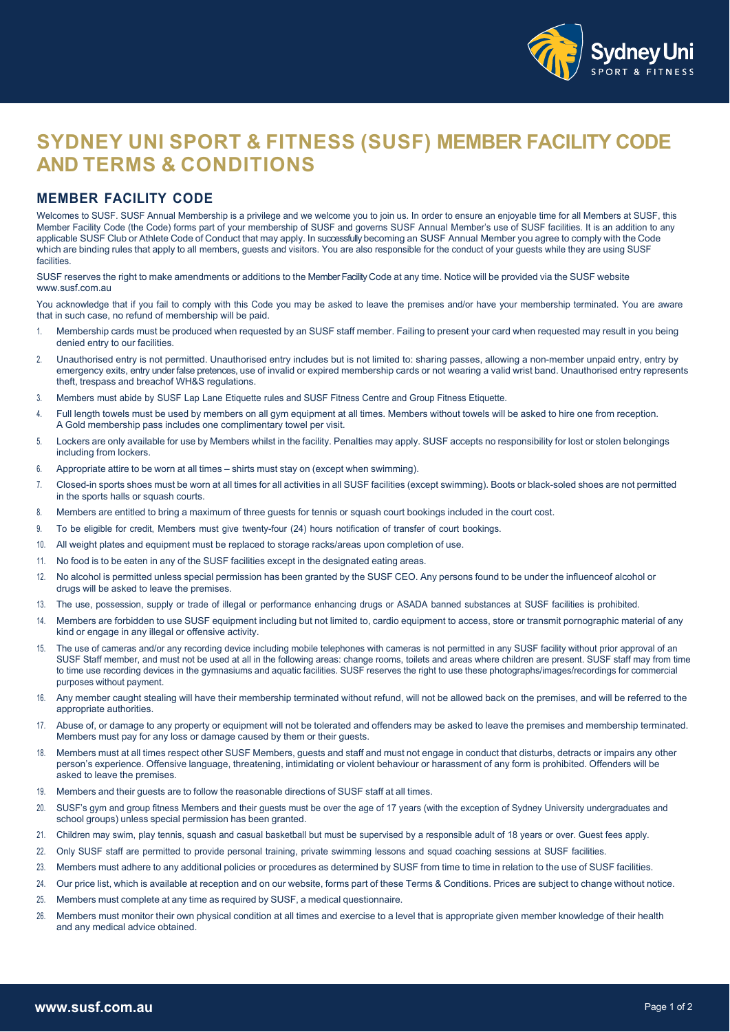# SYDNEY UNI SPORT & FITNESS (SUSF) MEMBER FACILITY CODE AND TERMS & CONDITIONS

## MEMBER FACILITY CODE

Welcomes to SUSF. SUSF Annual Membership is a privilege and we welcome you to join us. In order to ensure an enjoyable time for all Members at SUSF, this Member Facility Code (the Code) forms part of your membership of SUSF and governs SUSF Annual Member's use of SUSF facilities. It is an addition to any applicable SUSF Club or Athlete Code of Conduct that may apply. In successfully becoming an SUSF Annual Member you agree to comply with the Code which are binding rules that apply to all members, guests and visitors. You are also responsible for the conduct of your guests while they are using SUSF facilities.

SUSF reserves the right to make amendments or additions to the Member Facility Code at any time. Notice will be provided via the SUSF website www.susf.com.au

You acknowledge that if you fail to comply with this Code you may be asked to leave the premises and/or have your membership terminated. You are aware that in such case, no refund of membership will be paid.

1. Membership cards must be produced when requested by an SUSF staff member. Failing to present your card when requested may result in you being denied entry to our facilities.
2. Unauthorised entry is not permitted. Unauthorised entry includes but is not limited to: sharing passes, allowing a non-member unpaid entry, entry by emergency exits, entry under false pretences, use of invalid or expired membership cards or not wearing a valid wrist band. Unauthorised entry represents theft, trespass and breachof WH&S regulations.
3. Members must abide by SUSF Lap Lane Etiquette rules and SUSF Fitness Centre and Group Fitness Etiquette.
4. Full length towels must be used by members on all gym equipment at all times. Members without towels will be asked to hire one from reception. A Gold membership pass includes one complimentary towel per visit.
5. Lockers are only available for use by Members whilst in the facility. Penalties may apply. SUSF accepts no responsibility for lost or stolen belongings including from lockers.
6. Appropriate attire to be worn at all times – shirts must stay on (except when swimming).
7. Closed-in sports shoes must be worn at all times for all activities in all SUSF facilities (except swimming). Boots or black-soled shoes are not permitted in the sports halls or squash courts.
8. Members are entitled to bring a maximum of three guests for tennis or squash court bookings included in the court cost.
9. To be eligible for credit, Members must give twenty-four (24) hours notification of transfer of court bookings.
10. All weight plates and equipment must be replaced to storage racks/areas upon completion of use.
11. No food is to be eaten in any of the SUSF facilities except in the designated eating areas.
12. No alcohol is permitted unless special permission has been granted by the SUSF CEO. Any persons found to be under the influenceof alcohol or drugs will be asked to leave the premises.
13. The use, possession, supply or trade of illegal or performance enhancing drugs or ASADA banned substances at SUSF facilities is prohibited.
14. Members are forbidden to use SUSF equipment including but not limited to, cardio equipment to access, store or transmit pornographic material of any kind or engage in any illegal or offensive activity.
15. The use of cameras and/or any recording device including mobile telephones with cameras is not permitted in any SUSF facility without prior approval of an SUSF Staff member, and must not be used at all in the following areas: change rooms, toilets and areas where children are present. SUSF staff may from time to time use recording devices in the gymnasiums and aquatic facilities. SUSF reserves the right to use these photographs/images/recordings for commercial purposes without payment.
16. Any member caught stealing will have their membership terminated without refund, will not be allowed back on the premises, and will be referred to the appropriate authorities.
17. Abuse of, or damage to any property or equipment will not be tolerated and offenders may be asked to leave the premises and membership terminated. Members must pay for any loss or damage caused by them or their guests.
18. Members must at all times respect other SUSF Members, guests and staff and must not engage in conduct that disturbs, detracts or impairs any other person's experience. Offensive language, threatening, intimidating or violent behaviour or harassment of any form is prohibited. Offenders will be asked to leave the premises.
19. Members and their guests are to follow the reasonable directions of SUSF staff at all times.
20. SUSF's gym and group fitness Members and their guests must be over the age of 17 years (with the exception of Sydney University undergraduates and school groups) unless special permission has been granted.
21. Children may swim, play tennis, squash and casual basketball but must be supervised by a responsible adult of 18 years or over. Guest fees apply.
22. Only SUSF staff are permitted to provide personal training, private swimming lessons and squad coaching sessions at SUSF facilities.
23. Members must adhere to any additional policies or procedures as determined by SUSF from time to time in relation to the use of SUSF facilities.
24. Our price list, which is available at reception and on our website, forms part of these Terms & Conditions. Prices are subject to change without notice.
25. Members must complete at any time as required by SUSF, a medical questionnaire.
26. Members must monitor their own physical condition at all times and exercise to a level that is appropriate given member knowledge of their health and any medical advice obtained.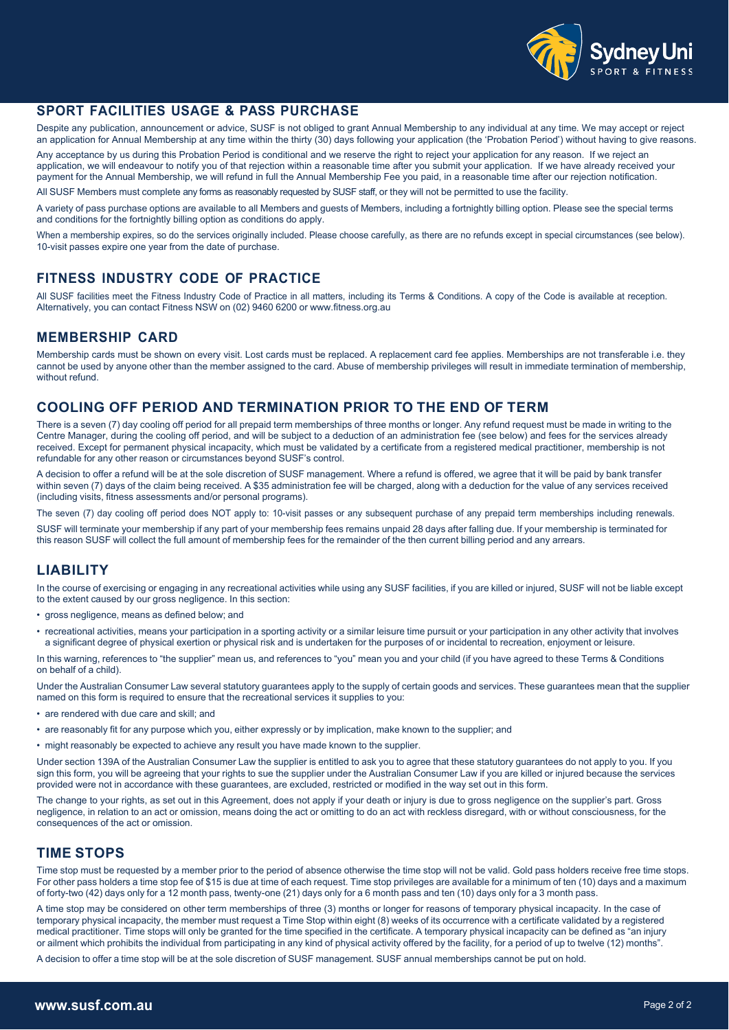## SPORT FACILITIES USAGE & PASS PURCHASE

Despite any publication, announcement or advice, SUSF is not obliged to grant Annual Membership to any individual at any time. We may accept or reject an application for Annual Membership at any time within the thirty (30) days following your application (the 'Probation Period') without having to give reasons.

Any acceptance by us during this Probation Period is conditional and we reserve the right to reject your application for any reason. If we reject an application, we will endeavour to notify you of that rejection within a reasonable time after you submit your application. If we have already received your payment for the Annual Membership, we will refund in full the Annual Membership Fee you paid, in a reasonable time after our rejection notification.

All SUSF Members must complete any forms as reasonably requested by SUSF staff, or they will not be permitted to use the facility.

A variety of pass purchase options are available to all Members and guests of Members, including a fortnightly billing option. Please see the special terms and conditions for the fortnightly billing option as conditions do apply.

When a membership expires, so do the services originally included. Please choose carefully, as there are no refunds except in special circumstances (see below). 10-visit passes expire one year from the date of purchase.

## FITNESS INDUSTRY CODE OF PRACTICE

All SUSF facilities meet the Fitness Industry Code of Practice in all matters, including its Terms & Conditions. A copy of the Code is available at reception. Alternatively, you can contact Fitness NSW on (02) 9460 6200 or www.fitness.org.au

## MEMBERSHIP CARD

Membership cards must be shown on every visit. Lost cards must be replaced. A replacement card fee applies. Memberships are not transferable i.e. they cannot be used by anyone other than the member assigned to the card. Abuse of membership privileges will result in immediate termination of membership, without refund.

## COOLING OFF PERIOD AND TERMINATION PRIOR TO THE END OF TERM

There is a seven (7) day cooling off period for all prepaid term memberships of three months or longer. Any refund request must be made in writing to the Centre Manager, during the cooling off period, and will be subject to a deduction of an administration fee (see below) and fees for the services already received. Except for permanent physical incapacity, which must be validated by a certificate from a registered medical practitioner, membership is not refundable for any other reason or circumstances beyond SUSF's control.

A decision to offer a refund will be at the sole discretion of SUSF management. Where a refund is offered, we agree that it will be paid by bank transfer within seven (7) days of the claim being received. A $35 administration fee will be charged, along with a deduction for the value of any services received (including visits, fitness assessments and/or personal programs).

The seven (7) day cooling off period does NOT apply to: 10-visit passes or any subsequent purchase of any prepaid term memberships including renewals.

SUSF will terminate your membership if any part of your membership fees remains unpaid 28 days after falling due. If your membership is terminated for this reason SUSF will collect the full amount of membership fees for the remainder of the then current billing period and any arrears.

## LIABILITY

In the course of exercising or engaging in any recreational activities while using any SUSF facilities, if you are killed or injured, SUSF will not be liable except to the extent caused by our gross negligence. In this section:

- gross negligence, means as defined below; and
- recreational activities, means your participation in a sporting activity or a similar leisure time pursuit or your participation in any other activity that involves a significant degree of physical exertion or physical risk and is undertaken for the purposes of or incidental to recreation, enjoyment or leisure.

In this warning, references to "the supplier" mean us, and references to "you" mean you and your child (if you have agreed to these Terms & Conditions on behalf of a child).

Under the Australian Consumer Law several statutory guarantees apply to the supply of certain goods and services. These guarantees mean that the supplier named on this form is required to ensure that the recreational services it supplies to you:

- are rendered with due care and skill; and
- are reasonably fit for any purpose which you, either expressly or by implication, make known to the supplier; and
- might reasonably be expected to achieve any result you have made known to the supplier.

Under section 139A of the Australian Consumer Law the supplier is entitled to ask you to agree that these statutory guarantees do not apply to you. If you sign this form, you will be agreeing that your rights to sue the supplier under the Australian Consumer Law if you are killed or injured because the services provided were not in accordance with these guarantees, are excluded, restricted or modified in the way set out in this form.

The change to your rights, as set out in this Agreement, does not apply if your death or injury is due to gross negligence on the supplier's part. Gross negligence, in relation to an act or omission, means doing the act or omitting to do an act with reckless disregard, with or without consciousness, for the consequences of the act or omission.

## TIME STOPS

Time stop must be requested by a member prior to the period of absence otherwise the time stop will not be valid. Gold pass holders receive free time stops. For other pass holders a time stop fee of $15 is due at time of each request. Time stop privileges are available for a minimum of ten (10) days and a maximum of forty-two (42) days only for a 12 month pass, twenty-one (21) days only for a 6 month pass and ten (10) days only for a 3 month pass.

A time stop may be considered on other term memberships of three (3) months or longer for reasons of temporary physical incapacity. In the case of temporary physical incapacity, the member must request a Time Stop within eight (8) weeks of its occurrence with a certificate validated by a registered medical practitioner. Time stops will only be granted for the time specified in the certificate. A temporary physical incapacity can be defined as "an injury or ailment which prohibits the individual from participating in any kind of physical activity offered by the facility, for a period of up to twelve (12) months".

A decision to offer a time stop will be at the sole discretion of SUSF management. SUSF annual memberships cannot be put on hold.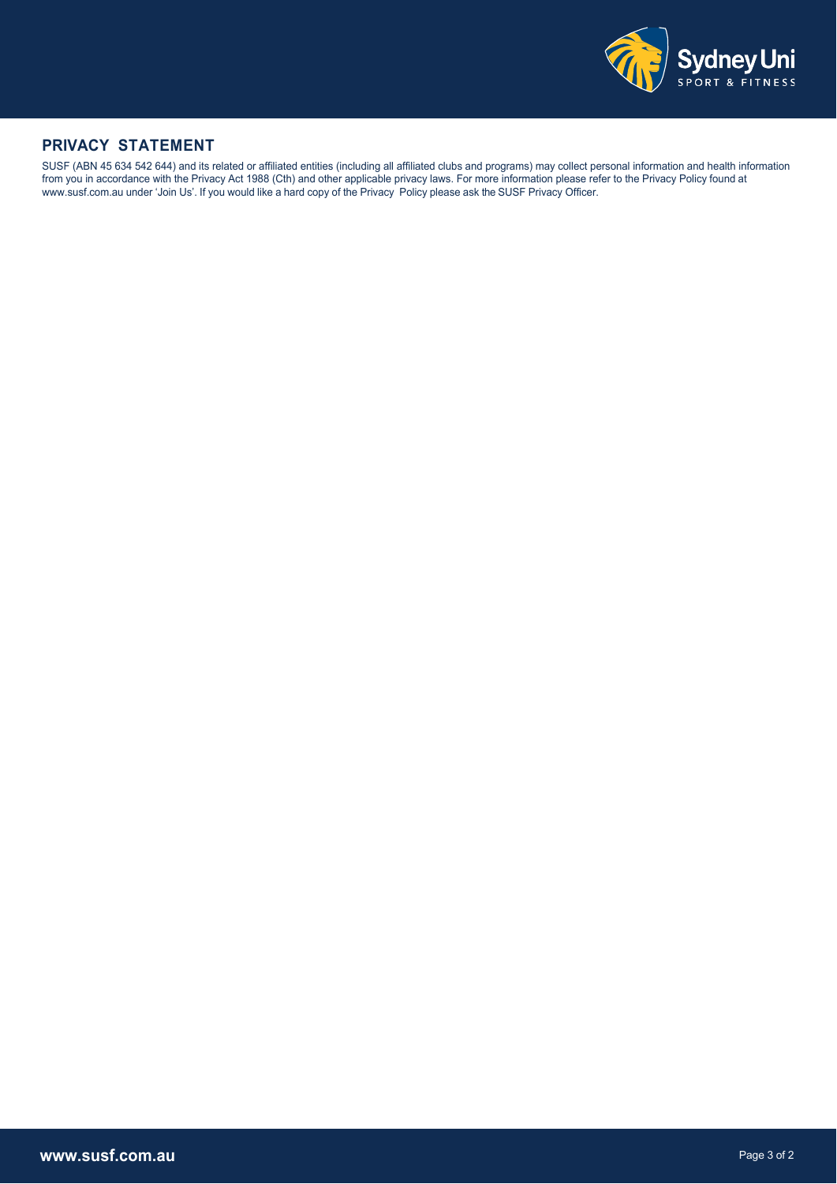## PRIVACY STATEMENT

SUSF (ABN 45 634 542 644) and its related or affiliated entities (including all affiliated clubs and programs) may collect personal information and health information from you in accordance with the Privacy Act 1988 (Cth) and other applicable privacy laws. For more information please refer to the Privacy Policy found at www.susf.com.au under 'Join Us'. If you would like a hard copy of the Privacy Policy please ask the SUSF Privacy Officer.